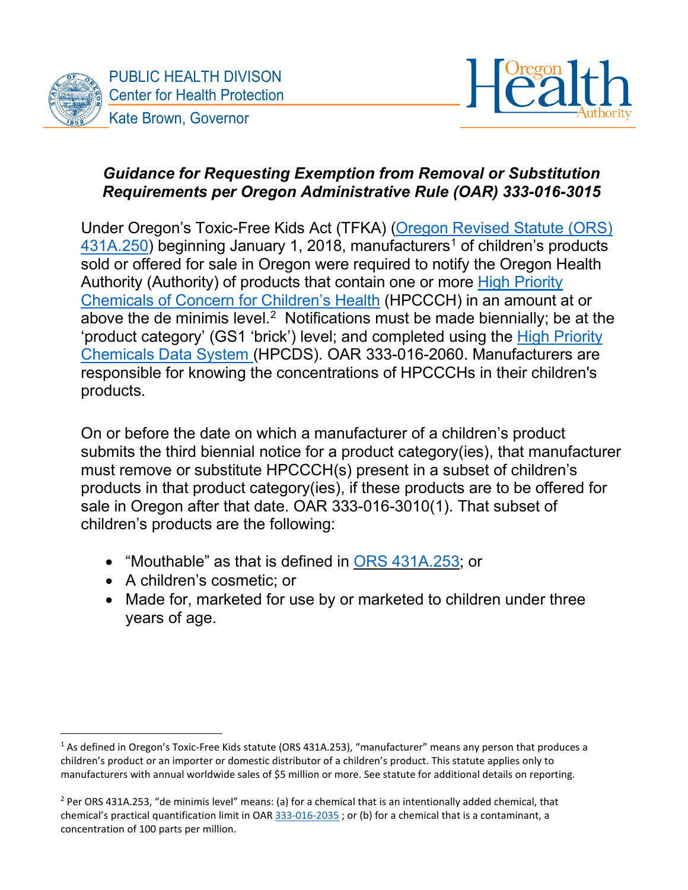PUBLIC HEALTH DIVISON
Center for Health Protection
Kate Brown, Governor

Oregon Health Authority

## *Guidance for Requesting Exemption from Removal or Substitution Requirements per Oregon Administrative Rule (OAR) 333-016-3015*

Under Oregon's Toxic-Free Kids Act (TFKA) (Oregon Revised Statute (ORS) 431A.250) beginning January 1, 2018, manufacturers[1] of children's products sold or offered for sale in Oregon were required to notify the Oregon Health Authority (Authority) of products that contain one or more High Priority Chemicals of Concern for Children's Health (HPCCCH) in an amount at or above the de minimis level.[2] Notifications must be made biennially; be at the 'product category' (GS1 'brick') level; and completed using the High Priority Chemicals Data System (HPCDS). OAR 333-016-2060. Manufacturers are responsible for knowing the concentrations of HPCCCHs in their children's products.

On or before the date on which a manufacturer of a children's product submits the third biennial notice for a product category(ies), that manufacturer must remove or substitute HPCCCH(s) present in a subset of children's products in that product category(ies), if these products are to be offered for sale in Oregon after that date. OAR 333-016-3010(1). That subset of children's products are the following:

- "Mouthable" as that is defined in ORS 431A.253; or
- A children's cosmetic; or
- Made for, marketed for use by or marketed to children under three years of age.

---

[1] As defined in Oregon's Toxic-Free Kids statute (ORS 431A.253), "manufacturer" means any person that produces a children's product or an importer or domestic distributor of a children's product. This statute applies only to manufacturers with annual worldwide sales of $5 million or more. See statute for additional details on reporting.

[2] Per ORS 431A.253, "de minimis level" means: (a) for a chemical that is an intentionally added chemical, that chemical's practical quantification limit in OAR 333-016-2035 ; or (b) for a chemical that is a contaminant, a concentration of 100 parts per million.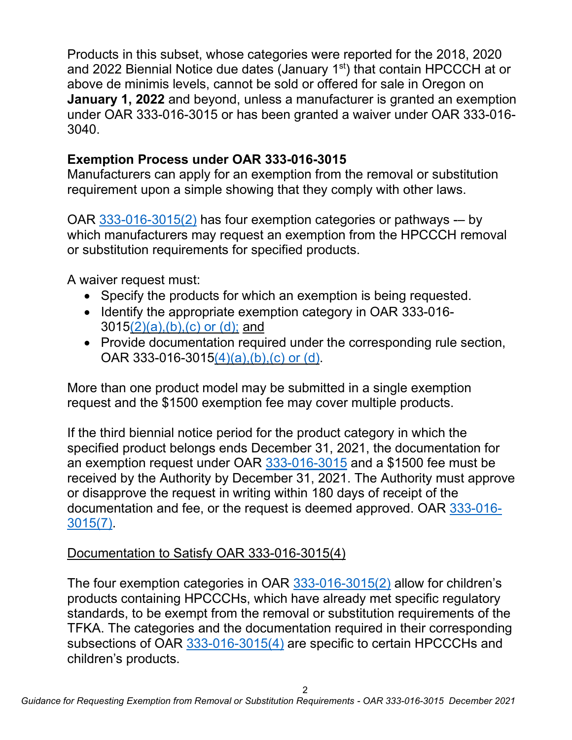Products in this subset, whose categories were reported for the 2018, 2020 and 2022 Biennial Notice due dates (January 1st) that contain HPCCCH at or above de minimis levels, cannot be sold or offered for sale in Oregon on **January 1, 2022** and beyond, unless a manufacturer is granted an exemption under OAR 333-016-3015 or has been granted a waiver under OAR 333-016-3040.

## Exemption Process under OAR 333-016-3015

Manufacturers can apply for an exemption from the removal or substitution requirement upon a simple showing that they comply with other laws.

OAR 333-016-3015(2) has four exemption categories or pathways -– by which manufacturers may request an exemption from the HPCCCH removal or substitution requirements for specified products.

A waiver request must:

- Specify the products for which an exemption is being requested.
- Identify the appropriate exemption category in OAR 333-016-3015(2)(a),(b),(c) or (d); and
- Provide documentation required under the corresponding rule section, OAR 333-016-3015(4)(a),(b),(c) or (d).

More than one product model may be submitted in a single exemption request and the $1500 exemption fee may cover multiple products.

If the third biennial notice period for the product category in which the specified product belongs ends December 31, 2021, the documentation for an exemption request under OAR 333-016-3015 and a $1500 fee must be received by the Authority by December 31, 2021. The Authority must approve or disapprove the request in writing within 180 days of receipt of the documentation and fee, or the request is deemed approved. OAR 333-016-3015(7).

Documentation to Satisfy OAR 333-016-3015(4)

The four exemption categories in OAR 333-016-3015(2) allow for children's products containing HPCCCHs, which have already met specific regulatory standards, to be exempt from the removal or substitution requirements of the TFKA. The categories and the documentation required in their corresponding subsections of OAR 333-016-3015(4) are specific to certain HPCCCHs and children's products.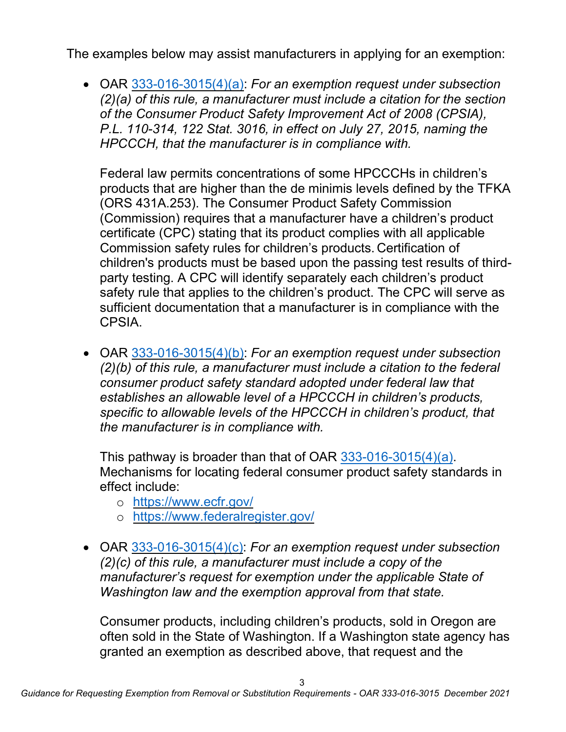The examples below may assist manufacturers in applying for an exemption:

- OAR [333-016-3015(4)(a)](): *For an exemption request under subsection (2)(a) of this rule, a manufacturer must include a citation for the section of the Consumer Product Safety Improvement Act of 2008 (CPSIA), P.L. 110-314, 122 Stat. 3016, in effect on July 27, 2015, naming the HPCCCH, that the manufacturer is in compliance with.*

  Federal law permits concentrations of some HPCCCHs in children's products that are higher than the de minimis levels defined by the TFKA (ORS 431A.253). The Consumer Product Safety Commission (Commission) requires that a manufacturer have a children's product certificate (CPC) stating that its product complies with all applicable Commission safety rules for children's products. Certification of children's products must be based upon the passing test results of third-party testing. A CPC will identify separately each children's product safety rule that applies to the children's product. The CPC will serve as sufficient documentation that a manufacturer is in compliance with the CPSIA.

- OAR [333-016-3015(4)(b)](): *For an exemption request under subsection (2)(b) of this rule, a manufacturer must include a citation to the federal consumer product safety standard adopted under federal law that establishes an allowable level of a HPCCCH in children's products, specific to allowable levels of the HPCCCH in children's product, that the manufacturer is in compliance with.*

  This pathway is broader than that of OAR [333-016-3015(4)(a)](). Mechanisms for locating federal consumer product safety standards in effect include:
  - [https://www.ecfr.gov/](https://www.ecfr.gov/)
  - [https://www.federalregister.gov/](https://www.federalregister.gov/)

- OAR [333-016-3015(4)(c)](): *For an exemption request under subsection (2)(c) of this rule, a manufacturer must include a copy of the manufacturer's request for exemption under the applicable State of Washington law and the exemption approval from that state.*

  Consumer products, including children's products, sold in Oregon are often sold in the State of Washington. If a Washington state agency has granted an exemption as described above, that request and the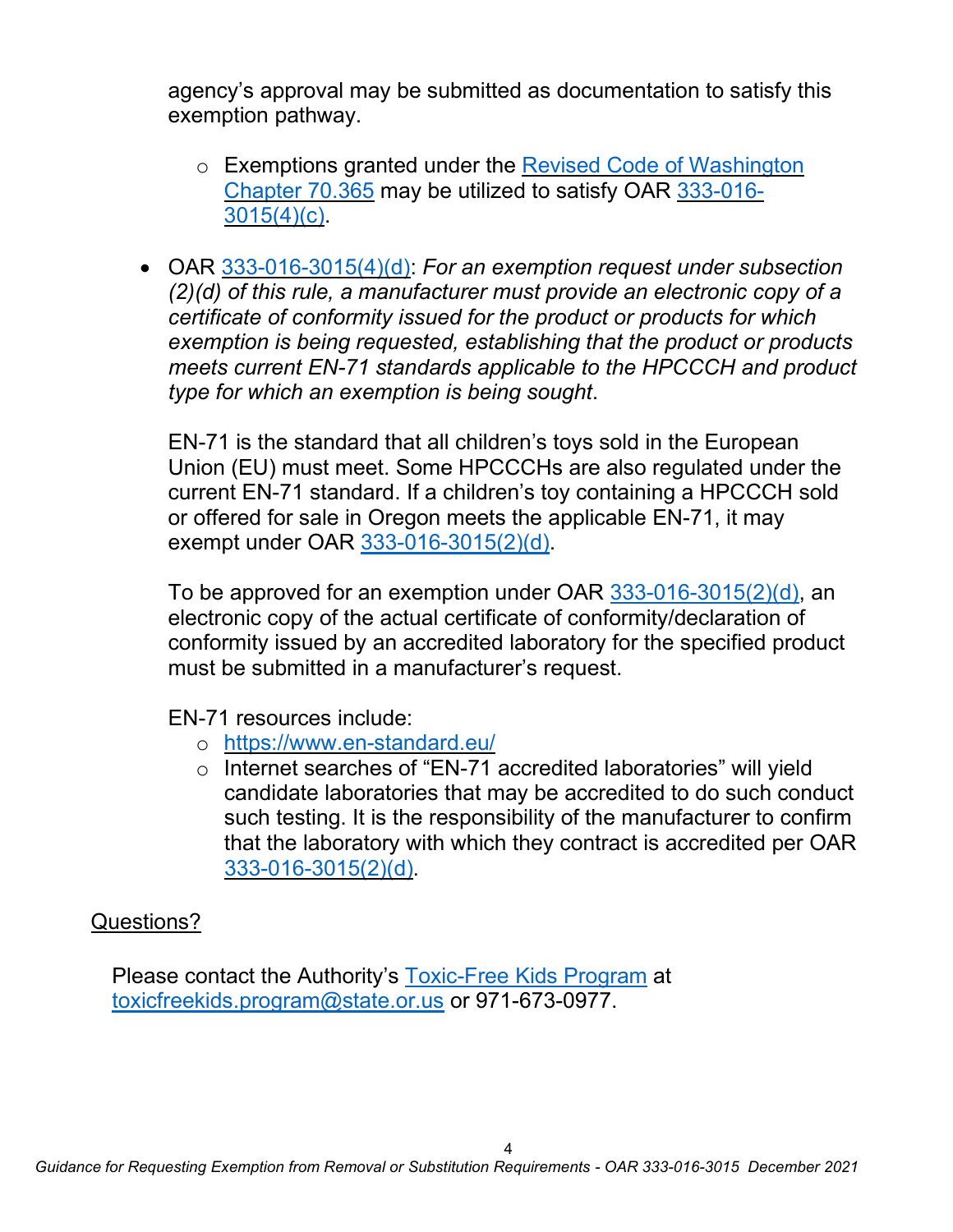agency's approval may be submitted as documentation to satisfy this exemption pathway.

- Exemptions granted under the Revised Code of Washington Chapter 70.365 may be utilized to satisfy OAR 333-016-3015(4)(c).

- OAR 333-016-3015(4)(d): *For an exemption request under subsection (2)(d) of this rule, a manufacturer must provide an electronic copy of a certificate of conformity issued for the product or products for which exemption is being requested, establishing that the product or products meets current EN-71 standards applicable to the HPCCCH and product type for which an exemption is being sought*.

  EN-71 is the standard that all children's toys sold in the European Union (EU) must meet. Some HPCCCHs are also regulated under the current EN-71 standard. If a children's toy containing a HPCCCH sold or offered for sale in Oregon meets the applicable EN-71, it may exempt under OAR 333-016-3015(2)(d).

  To be approved for an exemption under OAR 333-016-3015(2)(d), an electronic copy of the actual certificate of conformity/declaration of conformity issued by an accredited laboratory for the specified product must be submitted in a manufacturer's request.

  EN-71 resources include:
  - https://www.en-standard.eu/
  - Internet searches of "EN-71 accredited laboratories" will yield candidate laboratories that may be accredited to do such conduct such testing. It is the responsibility of the manufacturer to confirm that the laboratory with which they contract is accredited per OAR 333-016-3015(2)(d).

## Questions?

Please contact the Authority's Toxic-Free Kids Program at toxicfreekids.program@state.or.us or 971-673-0977.